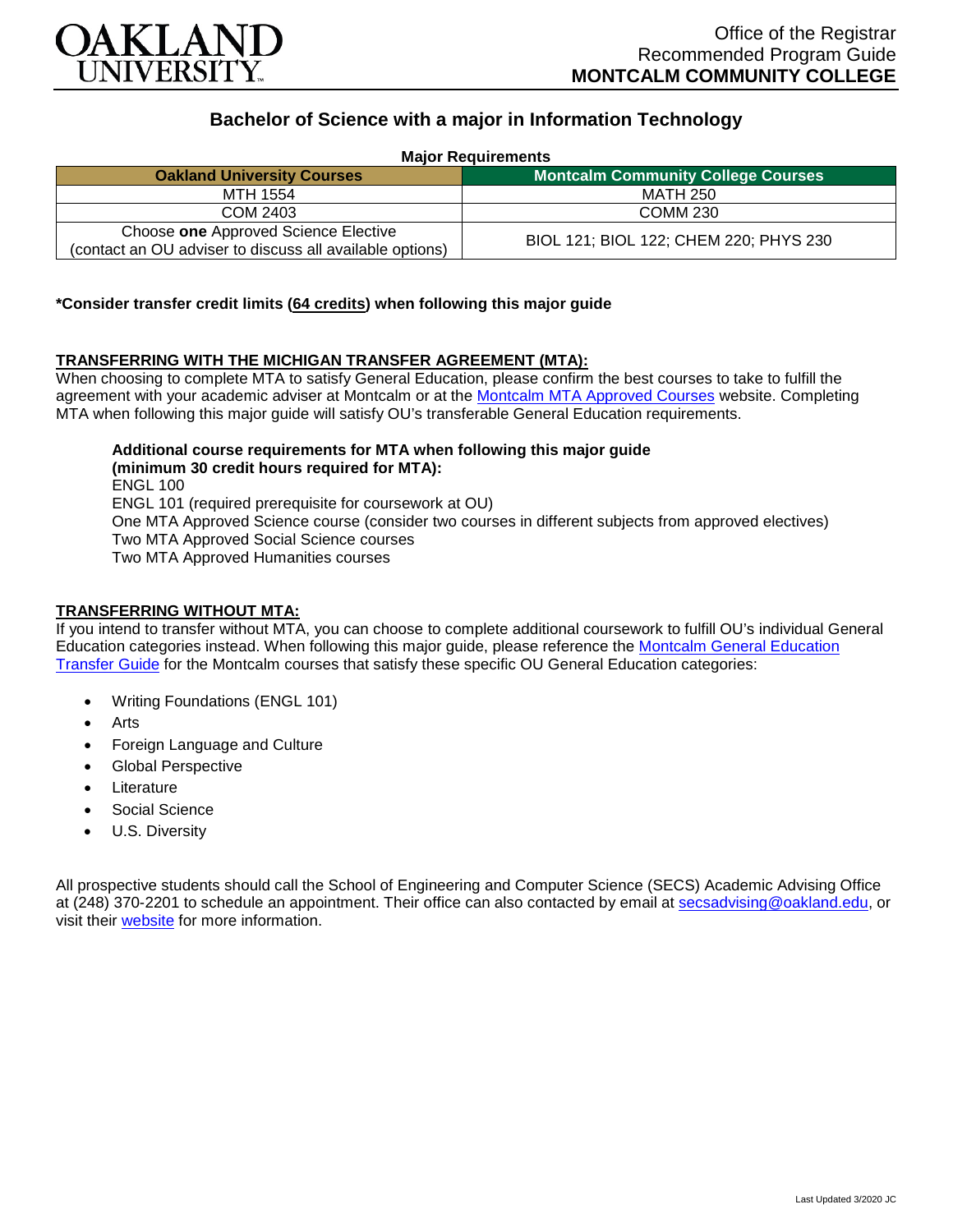Office of the Registrar
Recommended Program Guide
**MONTCALM COMMUNITY COLLEGE**

# Bachelor of Science with a major in Information Technology

**Major Requirements**

| Oakland University Courses | Montcalm Community College Courses |
| --- | --- |
| MTH 1554 | MATH 250 |
| COM 2403 | COMM 230 |
| Choose **one** Approved Science Elective (contact an OU adviser to discuss all available options) | BIOL 121; BIOL 122; CHEM 220; PHYS 230 |

**\*Consider transfer credit limits (64 credits) when following this major guide**

## TRANSFERRING WITH THE MICHIGAN TRANSFER AGREEMENT (MTA):

When choosing to complete MTA to satisfy General Education, please confirm the best courses to take to fulfill the agreement with your academic adviser at Montcalm or at the Montcalm MTA Approved Courses website. Completing MTA when following this major guide will satisfy OU's transferable General Education requirements.

**Additional course requirements for MTA when following this major guide (minimum 30 credit hours required for MTA):**
ENGL 100
ENGL 101 (required prerequisite for coursework at OU)
One MTA Approved Science course (consider two courses in different subjects from approved electives)
Two MTA Approved Social Science courses
Two MTA Approved Humanities courses

## TRANSFERRING WITHOUT MTA:

If you intend to transfer without MTA, you can choose to complete additional coursework to fulfill OU's individual General Education categories instead. When following this major guide, please reference the Montcalm General Education Transfer Guide for the Montcalm courses that satisfy these specific OU General Education categories:

- Writing Foundations (ENGL 101)
- Arts
- Foreign Language and Culture
- Global Perspective
- Literature
- Social Science
- U.S. Diversity

All prospective students should call the School of Engineering and Computer Science (SECS) Academic Advising Office at (248) 370-2201 to schedule an appointment. Their office can also contacted by email at secsadvising@oakland.edu, or visit their website for more information.

Last Updated 3/2020 JC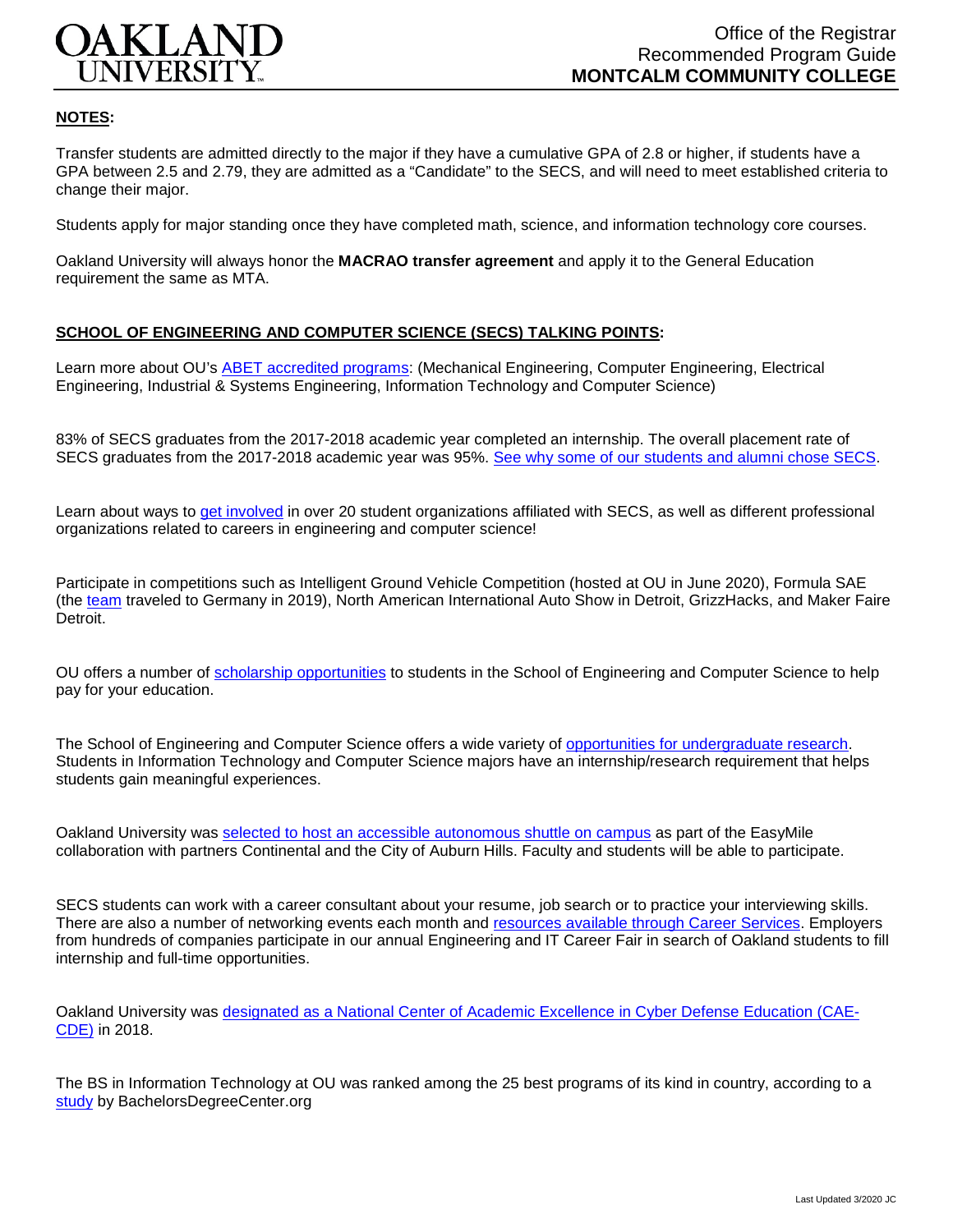## NOTES:

Transfer students are admitted directly to the major if they have a cumulative GPA of 2.8 or higher, if students have a GPA between 2.5 and 2.79, they are admitted as a "Candidate" to the SECS, and will need to meet established criteria to change their major.

Students apply for major standing once they have completed math, science, and information technology core courses.

Oakland University will always honor the **MACRAO transfer agreement** and apply it to the General Education requirement the same as MTA.

## SCHOOL OF ENGINEERING AND COMPUTER SCIENCE (SECS) TALKING POINTS:

Learn more about OU's ABET accredited programs: (Mechanical Engineering, Computer Engineering, Electrical Engineering, Industrial & Systems Engineering, Information Technology and Computer Science)

83% of SECS graduates from the 2017-2018 academic year completed an internship. The overall placement rate of SECS graduates from the 2017-2018 academic year was 95%. See why some of our students and alumni chose SECS.

Learn about ways to get involved in over 20 student organizations affiliated with SECS, as well as different professional organizations related to careers in engineering and computer science!

Participate in competitions such as Intelligent Ground Vehicle Competition (hosted at OU in June 2020), Formula SAE (the team traveled to Germany in 2019), North American International Auto Show in Detroit, GrizzHacks, and Maker Faire Detroit.

OU offers a number of scholarship opportunities to students in the School of Engineering and Computer Science to help pay for your education.

The School of Engineering and Computer Science offers a wide variety of opportunities for undergraduate research. Students in Information Technology and Computer Science majors have an internship/research requirement that helps students gain meaningful experiences.

Oakland University was selected to host an accessible autonomous shuttle on campus as part of the EasyMile collaboration with partners Continental and the City of Auburn Hills. Faculty and students will be able to participate.

SECS students can work with a career consultant about your resume, job search or to practice your interviewing skills. There are also a number of networking events each month and resources available through Career Services. Employers from hundreds of companies participate in our annual Engineering and IT Career Fair in search of Oakland students to fill internship and full-time opportunities.

Oakland University was designated as a National Center of Academic Excellence in Cyber Defense Education (CAE-CDE) in 2018.

The BS in Information Technology at OU was ranked among the 25 best programs of its kind in country, according to a study by BachelorsDegreeCenter.org